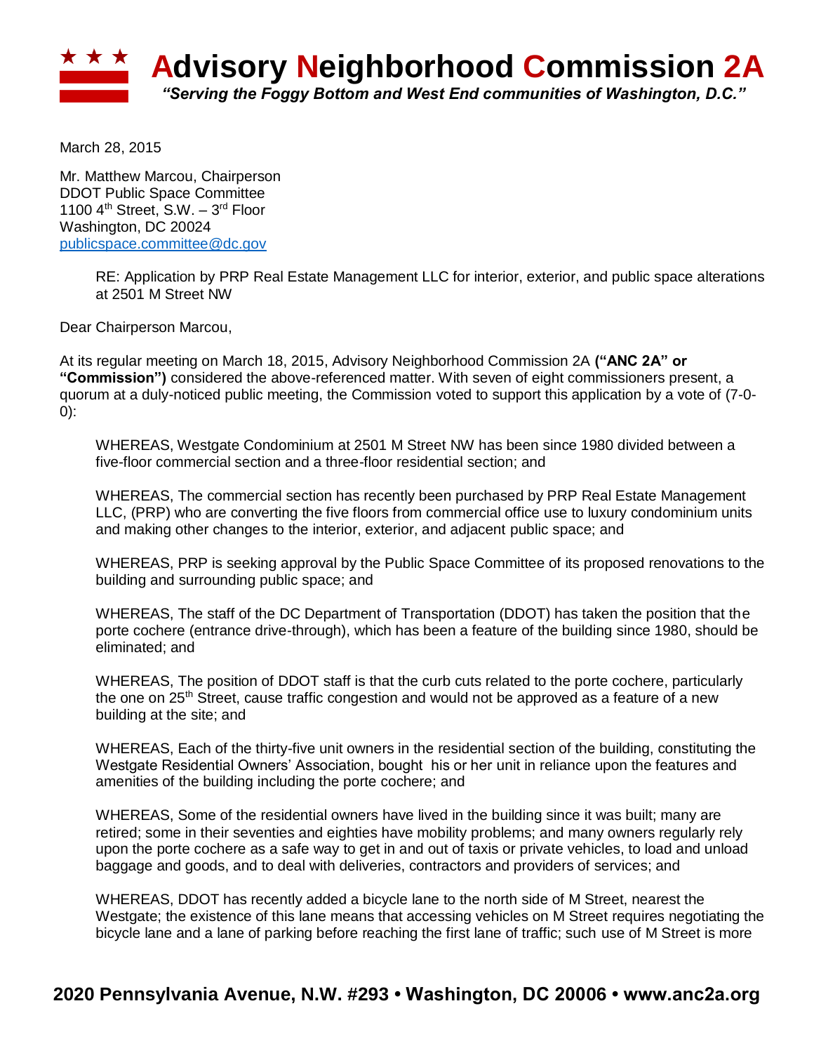# Advisory Neighborhood Commission 2A

*"Serving the Foggy Bottom and West End communities of Washington, D.C."*

March 28, 2015

Mr. Matthew Marcou, Chairperson
DDOT Public Space Committee
1100 4th Street, S.W. – 3rd Floor
Washington, DC 20024
publicspace.committee@dc.gov

> RE: Application by PRP Real Estate Management LLC for interior, exterior, and public space alterations at 2501 M Street NW

Dear Chairperson Marcou,

At its regular meeting on March 18, 2015, Advisory Neighborhood Commission 2A **("ANC 2A" or "Commission")** considered the above-referenced matter. With seven of eight commissioners present, a quorum at a duly-noticed public meeting, the Commission voted to support this application by a vote of (7-0-0):

> WHEREAS, Westgate Condominium at 2501 M Street NW has been since 1980 divided between a five-floor commercial section and a three-floor residential section; and
>
> WHEREAS, The commercial section has recently been purchased by PRP Real Estate Management LLC, (PRP) who are converting the five floors from commercial office use to luxury condominium units and making other changes to the interior, exterior, and adjacent public space; and
>
> WHEREAS, PRP is seeking approval by the Public Space Committee of its proposed renovations to the building and surrounding public space; and
>
> WHEREAS, The staff of the DC Department of Transportation (DDOT) has taken the position that the porte cochere (entrance drive-through), which has been a feature of the building since 1980, should be eliminated; and
>
> WHEREAS, The position of DDOT staff is that the curb cuts related to the porte cochere, particularly the one on 25th Street, cause traffic congestion and would not be approved as a feature of a new building at the site; and
>
> WHEREAS, Each of the thirty-five unit owners in the residential section of the building, constituting the Westgate Residential Owners' Association, bought his or her unit in reliance upon the features and amenities of the building including the porte cochere; and
>
> WHEREAS, Some of the residential owners have lived in the building since it was built; many are retired; some in their seventies and eighties have mobility problems; and many owners regularly rely upon the porte cochere as a safe way to get in and out of taxis or private vehicles, to load and unload baggage and goods, and to deal with deliveries, contractors and providers of services; and
>
> WHEREAS, DDOT has recently added a bicycle lane to the north side of M Street, nearest the Westgate; the existence of this lane means that accessing vehicles on M Street requires negotiating the bicycle lane and a lane of parking before reaching the first lane of traffic; such use of M Street is more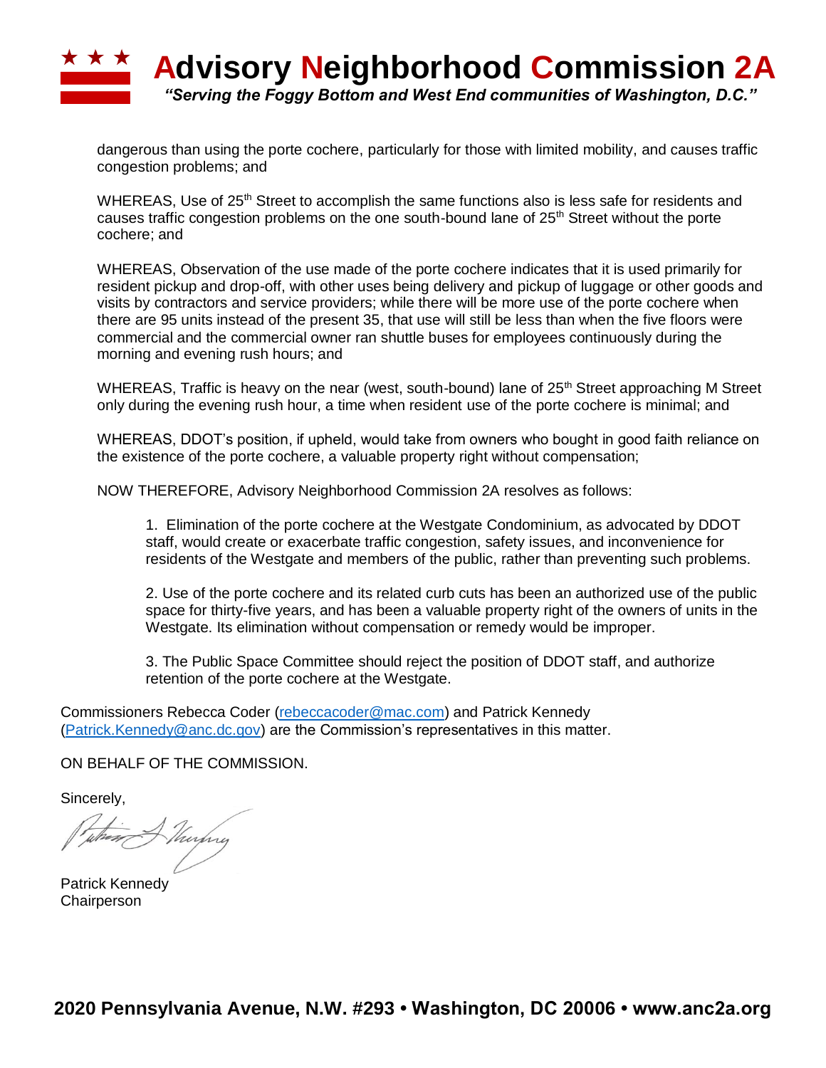dangerous than using the porte cochere, particularly for those with limited mobility, and causes traffic congestion problems; and

WHEREAS, Use of 25th Street to accomplish the same functions also is less safe for residents and causes traffic congestion problems on the one south-bound lane of 25th Street without the porte cochere; and

WHEREAS, Observation of the use made of the porte cochere indicates that it is used primarily for resident pickup and drop-off, with other uses being delivery and pickup of luggage or other goods and visits by contractors and service providers; while there will be more use of the porte cochere when there are 95 units instead of the present 35, that use will still be less than when the five floors were commercial and the commercial owner ran shuttle buses for employees continuously during the morning and evening rush hours; and

WHEREAS, Traffic is heavy on the near (west, south-bound) lane of 25th Street approaching M Street only during the evening rush hour, a time when resident use of the porte cochere is minimal; and

WHEREAS, DDOT's position, if upheld, would take from owners who bought in good faith reliance on the existence of the porte cochere, a valuable property right without compensation;

NOW THEREFORE, Advisory Neighborhood Commission 2A resolves as follows:

1. Elimination of the porte cochere at the Westgate Condominium, as advocated by DDOT staff, would create or exacerbate traffic congestion, safety issues, and inconvenience for residents of the Westgate and members of the public, rather than preventing such problems.

2. Use of the porte cochere and its related curb cuts has been an authorized use of the public space for thirty-five years, and has been a valuable property right of the owners of units in the Westgate. Its elimination without compensation or remedy would be improper.

3. The Public Space Committee should reject the position of DDOT staff, and authorize retention of the porte cochere at the Westgate.

Commissioners Rebecca Coder (rebeccacoder@mac.com) and Patrick Kennedy (Patrick.Kennedy@anc.dc.gov) are the Commission's representatives in this matter.

ON BEHALF OF THE COMMISSION.

Sincerely,

Patrick Kennedy
Chairperson